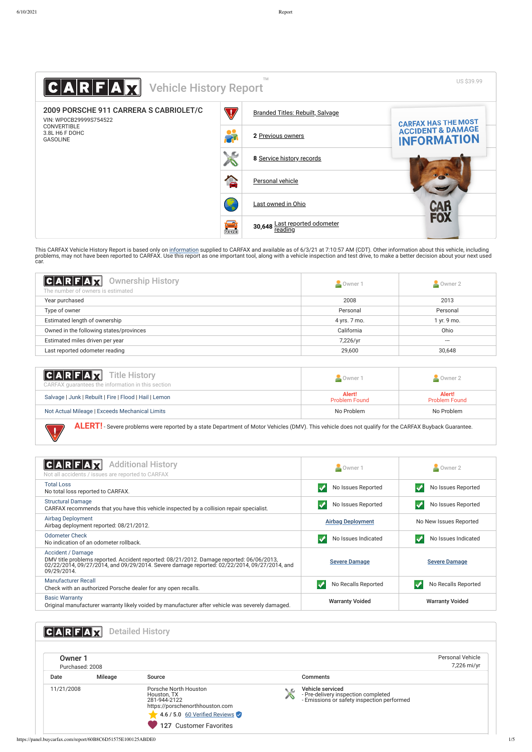# CARFAX Vehicle History Report™

US $39.99

## 2009 PORSCHE 911 CARRERA S CABRIOLET/C

VIN: WP0CB29999S754522
CONVERTIBLE
3.8L H6 F DOHC
GASOLINE

- Branded Titles: Rebuilt, Salvage
- **2** Previous owners
- **8** Service history records
- Personal vehicle
- Last owned in Ohio
- **30,648** Last reported odometer reading

CARFAX HAS THE MOST ACCIDENT & DAMAGE INFORMATION

This CARFAX Vehicle History Report is based only on information supplied to CARFAX and available as of 6/3/21 at 7:10:57 AM (CDT). Other information about this vehicle, including problems, may not have been reported to CARFAX. Use this report as one important tool, along with a vehicle inspection and test drive, to make a better decision about your next used car.

## Ownership History

The number of owners is estimated

| | Owner 1 | Owner 2 |
|---|---|---|
| Year purchased | 2008 | 2013 |
| Type of owner | Personal | Personal |
| Estimated length of ownership | 4 yrs. 7 mo. | 1 yr. 9 mo. |
| Owned in the following states/provinces | California | Ohio |
| Estimated miles driven per year | 7,226/yr | --- |
| Last reported odometer reading | 29,600 | 30,648 |

## Title History

CARFAX guarantees the information in this section

| | Owner 1 | Owner 2 |
|---|---|---|
| Salvage \| Junk \| Rebuilt \| Fire \| Flood \| Hail \| Lemon | Alert! Problem Found | Alert! Problem Found |
| Not Actual Mileage \| Exceeds Mechanical Limits | No Problem | No Problem |

**ALERT!** - Severe problems were reported by a state Department of Motor Vehicles (DMV). This vehicle does not qualify for the CARFAX Buyback Guarantee.

## Additional History

Not all accidents / issues are reported to CARFAX

| | Owner 1 | Owner 2 |
|---|---|---|
| Total Loss<br>No total loss reported to CARFAX. | No Issues Reported | No Issues Reported |
| Structural Damage<br>CARFAX recommends that you have this vehicle inspected by a collision repair specialist. | No Issues Reported | No Issues Reported |
| Airbag Deployment<br>Airbag deployment reported: 08/21/2012. | Airbag Deployment | No New Issues Reported |
| Odometer Check<br>No indication of an odometer rollback. | No Issues Indicated | No Issues Indicated |
| Accident / Damage<br>DMV title problems reported. Accident reported: 08/21/2012. Damage reported: 06/06/2013, 02/22/2014, 09/27/2014, and 09/29/2014. Severe damage reported: 02/22/2014, 09/27/2014, and 09/29/2014. | Severe Damage | Severe Damage |
| Manufacturer Recall<br>Check with an authorized Porsche dealer for any open recalls. | No Recalls Reported | No Recalls Reported |
| Basic Warranty<br>Original manufacturer warranty likely voided by manufacturer after vehicle was severely damaged. | Warranty Voided | Warranty Voided |

## Detailed History

### Owner 1

Purchased: 2008

Personal Vehicle
7,226 mi/yr

| Date | Mileage | Source | Comments |
|---|---|---|---|
| 11/21/2008 | | Porsche North Houston<br>Houston, TX<br>281-944-2122<br>https://porschenorthhouston.com<br>4.6 / 5.0 60 Verified Reviews<br>127 Customer Favorites | **Vehicle serviced**<br>- Pre-delivery inspection completed<br>- Emissions or safety inspection performed |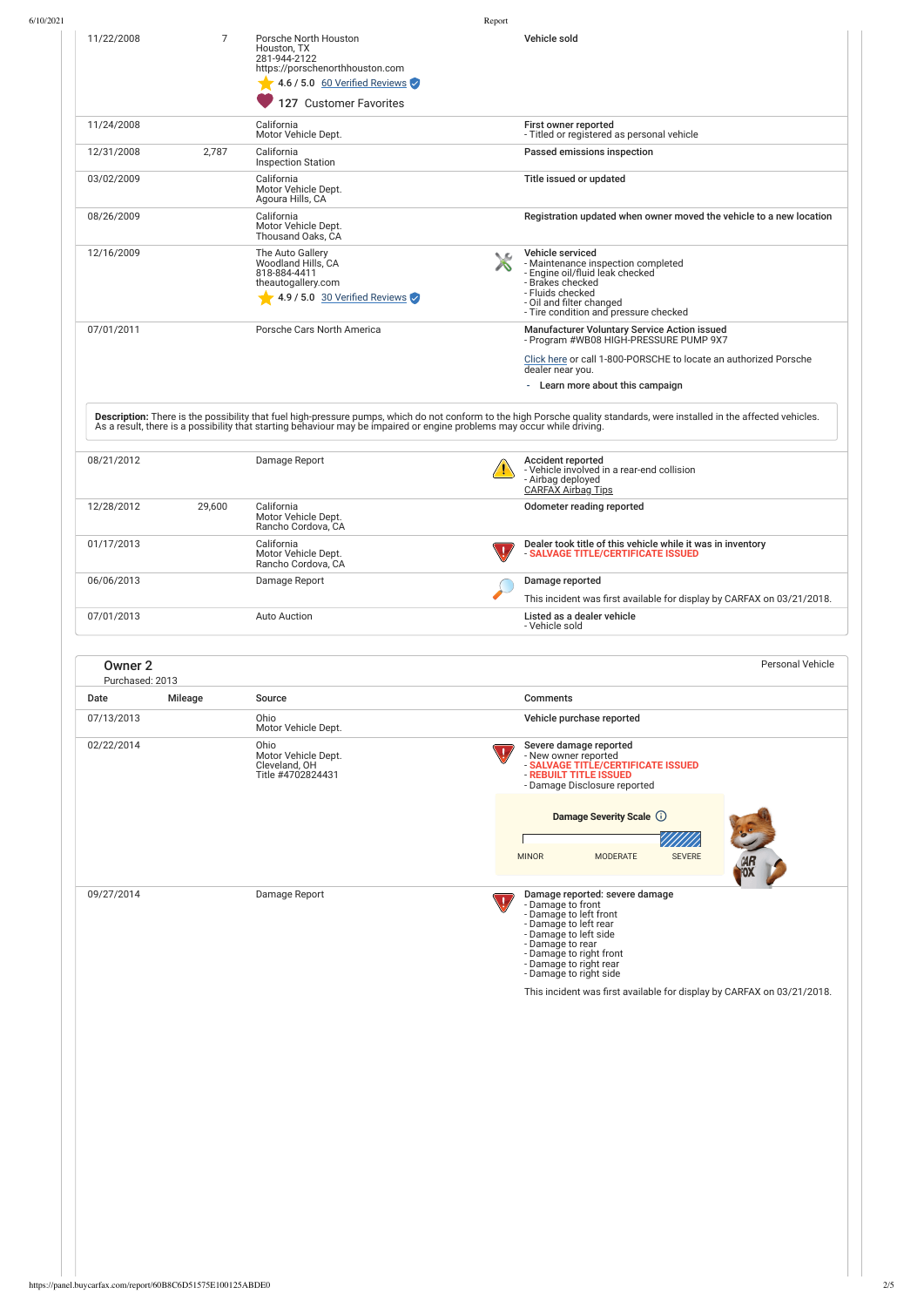| Date | Mileage | Source | Comments |
| --- | --- | --- | --- |
| 11/22/2008 | 7 | Porsche North Houston<br>Houston, TX<br>281-944-2122<br>https://porschenorthhouston.com<br>4.6 / 5.0 60 Verified Reviews<br>127 Customer Favorites | **Vehicle sold** |
| 11/24/2008 | | California<br>Motor Vehicle Dept. | **First owner reported**<br>- Titled or registered as personal vehicle |
| 12/31/2008 | 2,787 | California<br>Inspection Station | **Passed emissions inspection** |
| 03/02/2009 | | California<br>Motor Vehicle Dept.<br>Agoura Hills, CA | **Title issued or updated** |
| 08/26/2009 | | California<br>Motor Vehicle Dept.<br>Thousand Oaks, CA | **Registration updated when owner moved the vehicle to a new location** |
| 12/16/2009 | | The Auto Gallery<br>Woodland Hills, CA<br>818-884-4411<br>theautogallery.com<br>4.9 / 5.0 30 Verified Reviews | **Vehicle serviced**<br>- Maintenance inspection completed<br>- Engine oil/fluid leak checked<br>- Brakes checked<br>- Fluids checked<br>- Oil and filter changed<br>- Tire condition and pressure checked |
| 07/01/2011 | | Porsche Cars North America | **Manufacturer Voluntary Service Action issued**<br>- Program #WB08 HIGH-PRESSURE PUMP 9X7<br>Click here or call 1-800-PORSCHE to locate an authorized Porsche dealer near you.<br>- **Learn more about this campaign** |

**Description:** There is the possibility that fuel high-pressure pumps, which do not conform to the high Porsche quality standards, were installed in the affected vehicles. As a result, there is a possibility that starting behaviour may be impaired or engine problems may occur while driving.

| Date | Mileage | Source | Comments |
| --- | --- | --- | --- |
| 08/21/2012 | | Damage Report | **Accident reported**<br>- Vehicle involved in a rear-end collision<br>- Airbag deployed<br>CARFAX Airbag Tips |
| 12/28/2012 | 29,600 | California<br>Motor Vehicle Dept.<br>Rancho Cordova, CA | **Odometer reading reported** |
| 01/17/2013 | | California<br>Motor Vehicle Dept.<br>Rancho Cordova, CA | **Dealer took title of this vehicle while it was in inventory**<br>- **SALVAGE TITLE/CERTIFICATE ISSUED** |
| 06/06/2013 | | Damage Report | **Damage reported**<br>This incident was first available for display by CARFAX on 03/21/2018. |
| 07/01/2013 | | Auto Auction | **Listed as a dealer vehicle**<br>- Vehicle sold |

## Owner 2

Purchased: 2013

Personal Vehicle

| Date | Mileage | Source | Comments |
| --- | --- | --- | --- |
| 07/13/2013 | | Ohio<br>Motor Vehicle Dept. | **Vehicle purchase reported** |
| 02/22/2014 | | Ohio<br>Motor Vehicle Dept.<br>Cleveland, OH<br>Title #4702824431 | **Severe damage reported**<br>- New owner reported<br>- **SALVAGE TITLE/CERTIFICATE ISSUED**<br>- **REBUILT TITLE ISSUED**<br>- Damage Disclosure reported<br>**Damage Severity Scale**: MINOR / MODERATE / SEVERE |
| 09/27/2014 | | Damage Report | **Damage reported: severe damage**<br>- Damage to front<br>- Damage to left front<br>- Damage to left rear<br>- Damage to left side<br>- Damage to rear<br>- Damage to right front<br>- Damage to right rear<br>- Damage to right side<br>This incident was first available for display by CARFAX on 03/21/2018. |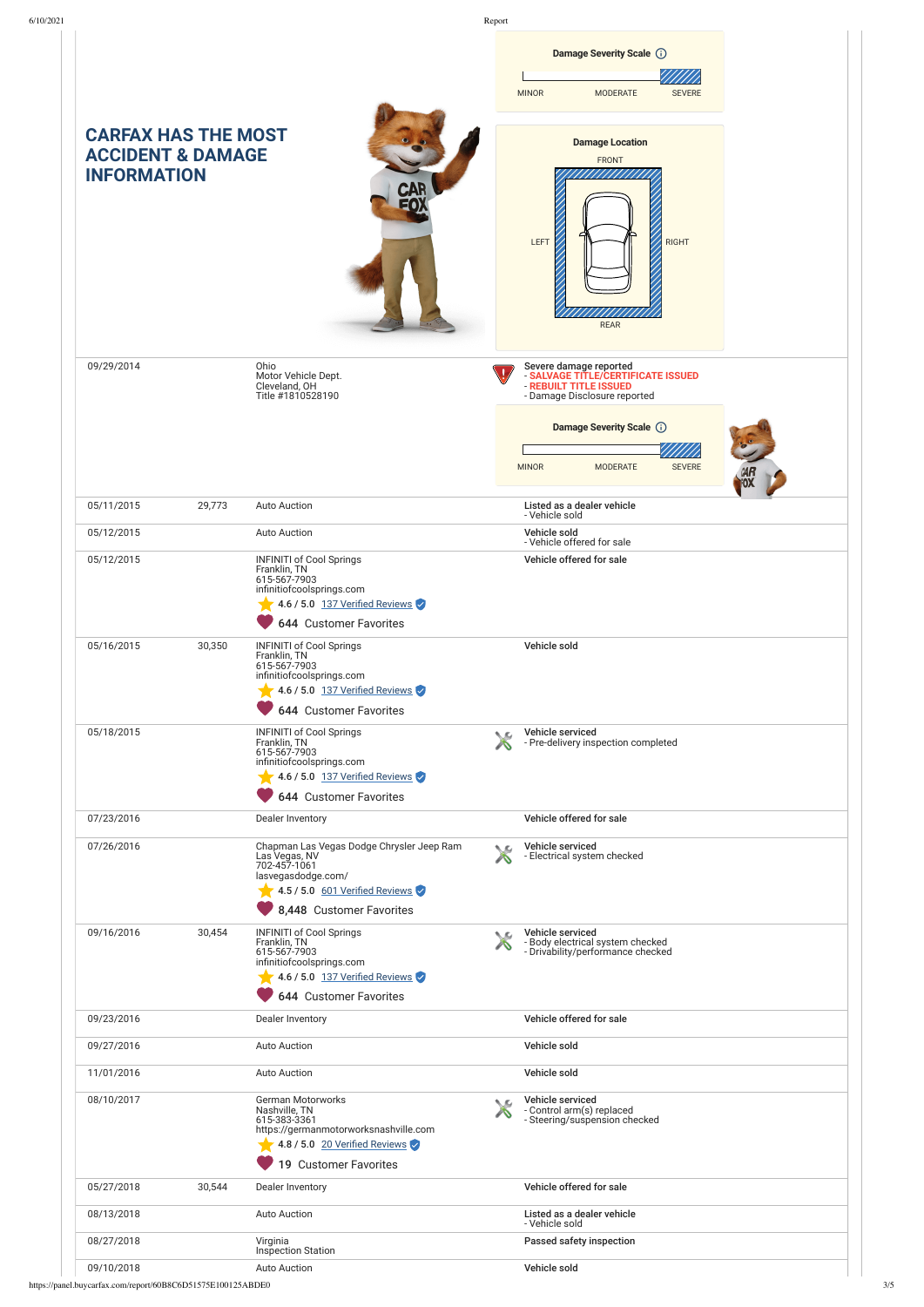**Damage Severity Scale**

MINOR | MODERATE | SEVERE

## CARFAX HAS THE MOST ACCIDENT & DAMAGE INFORMATION

**Damage Location**

FRONT

LEFT | RIGHT

REAR

| Date | Mileage | Source | Comments |
|---|---|---|---|
| 09/29/2014 | | Ohio<br>Motor Vehicle Dept.<br>Cleveland, OH<br>Title #1810528190 | Severe damage reported<br>- SALVAGE TITLE/CERTIFICATE ISSUED<br>- REBUILT TITLE ISSUED<br>- Damage Disclosure reported<br>**Damage Severity Scale**<br>MINOR MODERATE SEVERE |
| 05/11/2015 | 29,773 | Auto Auction | **Listed as a dealer vehicle**<br>- Vehicle sold |
| 05/12/2015 | | Auto Auction | **Vehicle sold**<br>- Vehicle offered for sale |
| 05/12/2015 | | INFINITI of Cool Springs<br>Franklin, TN<br>615-567-7903<br>infinitiofcoolsprings.com<br>4.6 / 5.0 137 Verified Reviews<br>644 Customer Favorites | **Vehicle offered for sale** |
| 05/16/2015 | 30,350 | INFINITI of Cool Springs<br>Franklin, TN<br>615-567-7903<br>infinitiofcoolsprings.com<br>4.6 / 5.0 137 Verified Reviews<br>644 Customer Favorites | **Vehicle sold** |
| 05/18/2015 | | INFINITI of Cool Springs<br>Franklin, TN<br>615-567-7903<br>infinitiofcoolsprings.com<br>4.6 / 5.0 137 Verified Reviews<br>644 Customer Favorites | **Vehicle serviced**<br>- Pre-delivery inspection completed |
| 07/23/2016 | | Dealer Inventory | **Vehicle offered for sale** |
| 07/26/2016 | | Chapman Las Vegas Dodge Chrysler Jeep Ram<br>Las Vegas, NV<br>702-457-1061<br>lasvegasdodge.com/<br>4.5 / 5.0 601 Verified Reviews<br>8,448 Customer Favorites | **Vehicle serviced**<br>- Electrical system checked |
| 09/16/2016 | 30,454 | INFINITI of Cool Springs<br>Franklin, TN<br>615-567-7903<br>infinitiofcoolsprings.com<br>4.6 / 5.0 137 Verified Reviews<br>644 Customer Favorites | **Vehicle serviced**<br>- Body electrical system checked<br>- Drivability/performance checked |
| 09/23/2016 | | Dealer Inventory | **Vehicle offered for sale** |
| 09/27/2016 | | Auto Auction | **Vehicle sold** |
| 11/01/2016 | | Auto Auction | **Vehicle sold** |
| 08/10/2017 | | German Motorworks<br>Nashville, TN<br>615-383-3361<br>https://germanmotorworksnashville.com<br>4.8 / 5.0 20 Verified Reviews<br>19 Customer Favorites | **Vehicle serviced**<br>- Control arm(s) replaced<br>- Steering/suspension checked |
| 05/27/2018 | 30,544 | Dealer Inventory | **Vehicle offered for sale** |
| 08/13/2018 | | Auto Auction | **Listed as a dealer vehicle**<br>- Vehicle sold |
| 08/27/2018 | | Virginia<br>Inspection Station | **Passed safety inspection** |
| 09/10/2018 | | Auto Auction | **Vehicle sold** |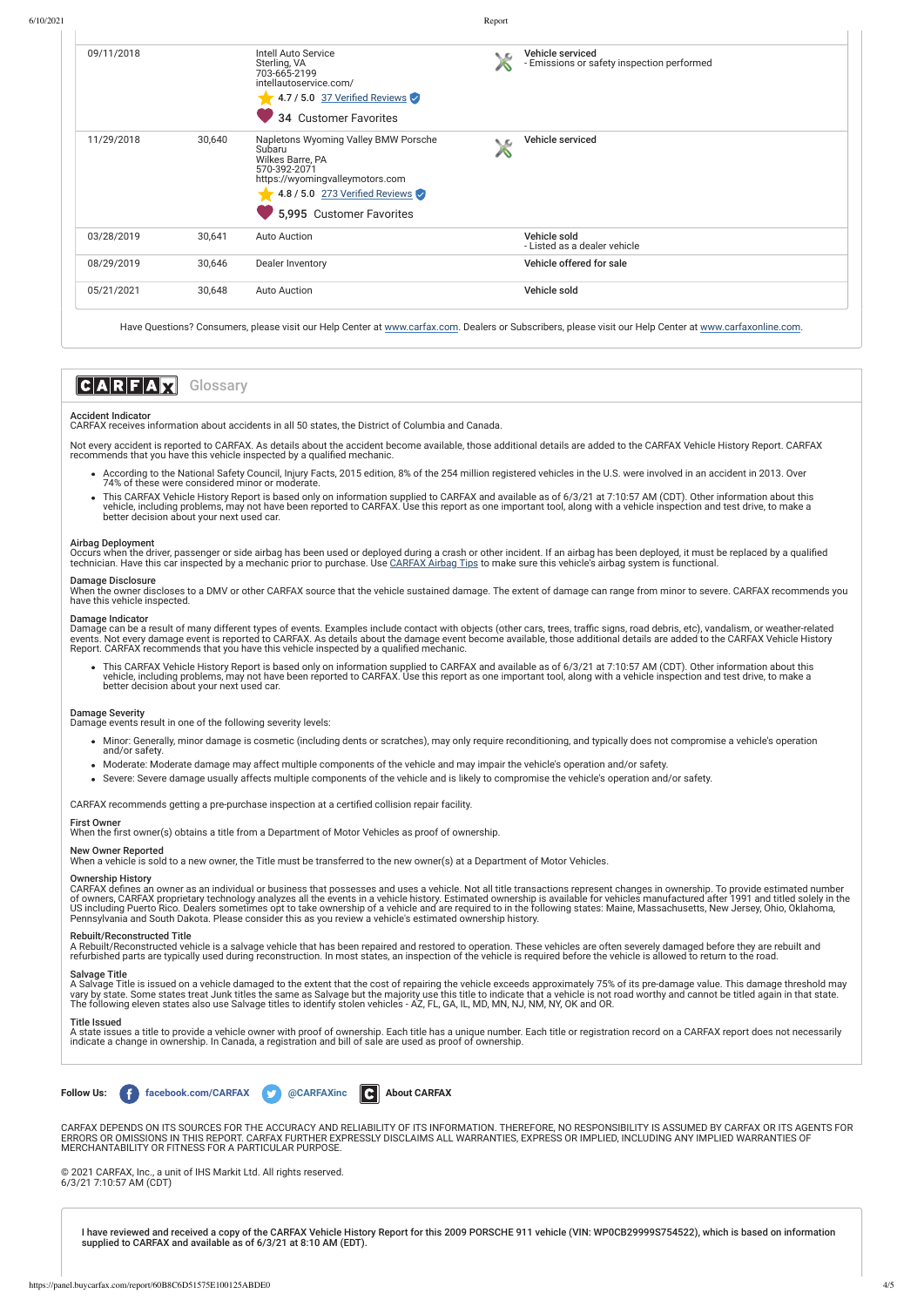| Date | Mileage | Source | Comments |
|---|---|---|---|
| 09/11/2018 | | Intell Auto Service<br>Sterling, VA<br>703-665-2199<br>intellautoservice.com/<br>4.7 / 5.0 37 Verified Reviews<br>34 Customer Favorites | **Vehicle serviced**<br>- Emissions or safety inspection performed |
| 11/29/2018 | 30,640 | Napletons Wyoming Valley BMW Porsche Subaru<br>Wilkes Barre, PA<br>570-392-2071<br>https://wyomingvalleymotors.com<br>4.8 / 5.0 273 Verified Reviews<br>5,995 Customer Favorites | **Vehicle serviced** |
| 03/28/2019 | 30,641 | Auto Auction | **Vehicle sold**<br>- Listed as a dealer vehicle |
| 08/29/2019 | 30,646 | Dealer Inventory | **Vehicle offered for sale** |
| 05/21/2021 | 30,648 | Auto Auction | **Vehicle sold** |

Have Questions? Consumers, please visit our Help Center at www.carfax.com. Dealers or Subscribers, please visit our Help Center at www.carfaxonline.com.

## CARFAX Glossary

**Accident Indicator**
CARFAX receives information about accidents in all 50 states, the District of Columbia and Canada.

Not every accident is reported to CARFAX. As details about the accident become available, those additional details are added to the CARFAX Vehicle History Report. CARFAX recommends that you have this vehicle inspected by a qualified mechanic.

- According to the National Safety Council, Injury Facts, 2015 edition, 8% of the 254 million registered vehicles in the U.S. were involved in an accident in 2013. Over 74% of these were considered minor or moderate.
- This CARFAX Vehicle History Report is based only on information supplied to CARFAX and available as of 6/3/21 at 7:10:57 AM (CDT). Other information about this vehicle, including problems, may not have been reported to CARFAX. Use this report as one important tool, along with a vehicle inspection and test drive, to make a better decision about your next used car.

**Airbag Deployment**
Occurs when the driver, passenger or side airbag has been used or deployed during a crash or other incident. If an airbag has been deployed, it must be replaced by a qualified technician. Have this car inspected by a mechanic prior to purchase. Use CARFAX Airbag Tips to make sure this vehicle's airbag system is functional.

**Damage Disclosure**
When the owner discloses to a DMV or other CARFAX source that the vehicle sustained damage. The extent of damage can range from minor to severe. CARFAX recommends you have this vehicle inspected.

**Damage Indicator**
Damage can be a result of many different types of events. Examples include contact with objects (other cars, trees, traffic signs, road debris, etc), vandalism, or weather-related events. Not every damage event is reported to CARFAX. As details about the damage event become available, those additional details are added to the CARFAX Vehicle History Report. CARFAX recommends that you have this vehicle inspected by a qualified mechanic.

- This CARFAX Vehicle History Report is based only on information supplied to CARFAX and available as of 6/3/21 at 7:10:57 AM (CDT). Other information about this vehicle, including problems, may not have been reported to CARFAX. Use this report as one important tool, along with a vehicle inspection and test drive, to make a better decision about your next used car.

**Damage Severity**
Damage events result in one of the following severity levels:

- Minor: Generally, minor damage is cosmetic (including dents or scratches), may only require reconditioning, and typically does not compromise a vehicle's operation and/or safety.
- Moderate: Moderate damage may affect multiple components of the vehicle and may impair the vehicle's operation and/or safety.
- Severe: Severe damage usually affects multiple components of the vehicle and is likely to compromise the vehicle's operation and/or safety.

CARFAX recommends getting a pre-purchase inspection at a certified collision repair facility.

**First Owner**
When the first owner(s) obtains a title from a Department of Motor Vehicles as proof of ownership.

**New Owner Reported**
When a vehicle is sold to a new owner, the Title must be transferred to the new owner(s) at a Department of Motor Vehicles.

**Ownership History**
CARFAX defines an owner as an individual or business that possesses and uses a vehicle. Not all title transactions represent changes in ownership. To provide estimated number of owners, CARFAX proprietary technology analyzes all the events in a vehicle history. Estimated ownership is available for vehicles manufactured after 1991 and titled solely in the US including Puerto Rico. Dealers sometimes opt to take ownership of a vehicle and are required to in the following states: Maine, Massachusetts, New Jersey, Ohio, Oklahoma, Pennsylvania and South Dakota. Please consider this as you review a vehicle's estimated ownership history.

**Rebuilt/Reconstructed Title**
A Rebuilt/Reconstructed vehicle is a salvage vehicle that has been repaired and restored to operation. These vehicles are often severely damaged before they are rebuilt and refurbished parts are typically used during reconstruction. In most states, an inspection of the vehicle is required before the vehicle is allowed to return to the road.

**Salvage Title**
A Salvage Title is issued on a vehicle damaged to the extent that the cost of repairing the vehicle exceeds approximately 75% of its pre-damage value. This damage threshold may vary by state. Some states treat Junk titles the same as Salvage but the majority use this title to indicate that a vehicle is not road worthy and cannot be titled again in that state. The following eleven states also use Salvage titles to identify stolen vehicles - AZ, FL, GA, IL, MD, MN, NJ, NM, NY, OK and OR.

**Title Issued**
A state issues a title to provide a vehicle owner with proof of ownership. Each title has a unique number. Each title or registration record on a CARFAX report does not necessarily indicate a change in ownership. In Canada, a registration and bill of sale are used as proof of ownership.

**Follow Us:** facebook.com/CARFAX @CARFAXinc About CARFAX

CARFAX DEPENDS ON ITS SOURCES FOR THE ACCURACY AND RELIABILITY OF ITS INFORMATION. THEREFORE, NO RESPONSIBILITY IS ASSUMED BY CARFAX OR ITS AGENTS FOR ERRORS OR OMISSIONS IN THIS REPORT. CARFAX FURTHER EXPRESSLY DISCLAIMS ALL WARRANTIES, EXPRESS OR IMPLIED, INCLUDING ANY IMPLIED WARRANTIES OF MERCHANTABILITY OR FITNESS FOR A PARTICULAR PURPOSE.

© 2021 CARFAX, Inc., a unit of IHS Markit Ltd. All rights reserved.
6/3/21 7:10:57 AM (CDT)

**I have reviewed and received a copy of the CARFAX Vehicle History Report for this 2009 PORSCHE 911 vehicle (VIN: WP0CB29999S754522), which is based on information supplied to CARFAX and available as of 6/3/21 at 8:10 AM (EDT).**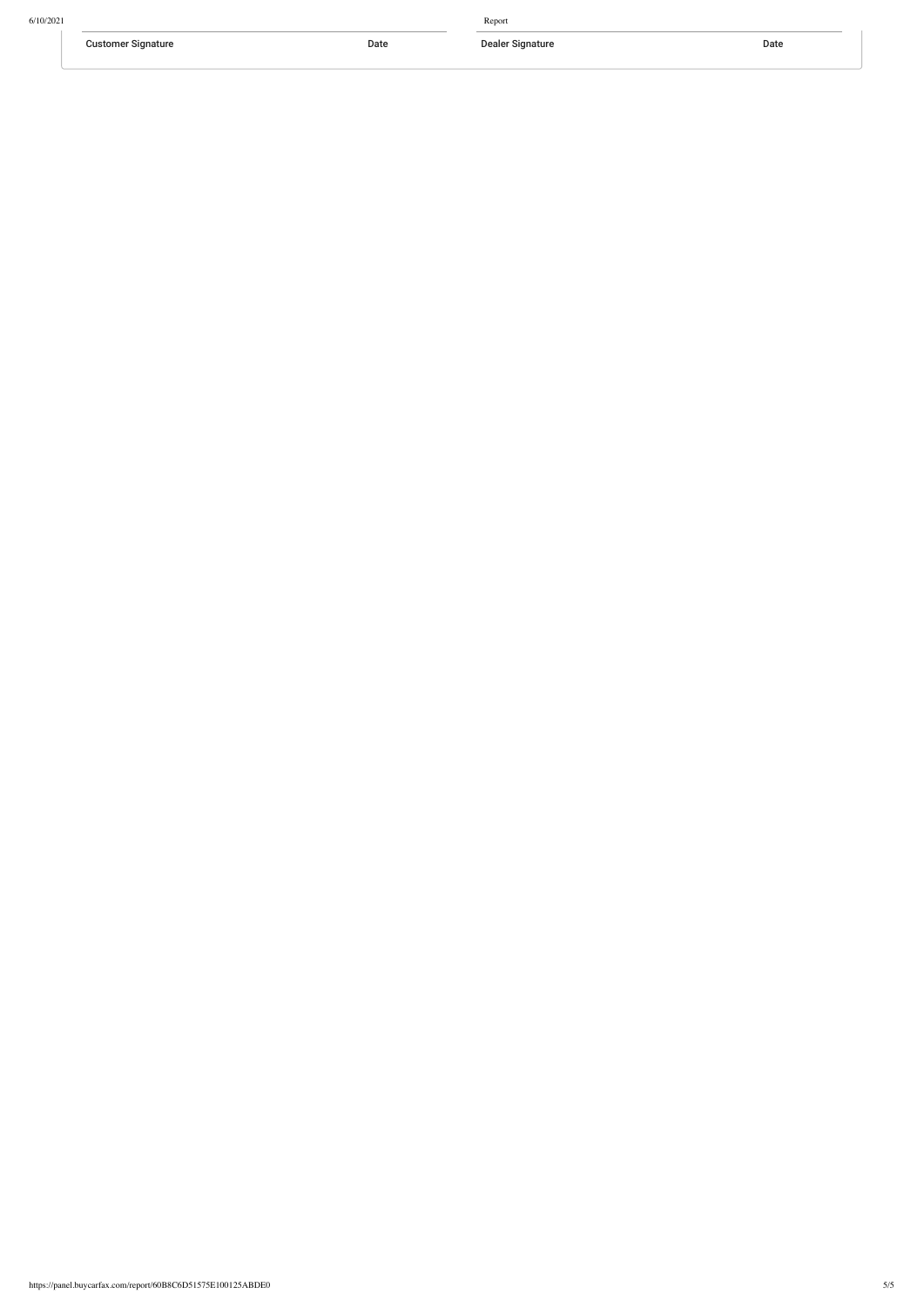| Customer Signature | Date | Dealer Signature | Date |
| --- | --- | --- | --- |